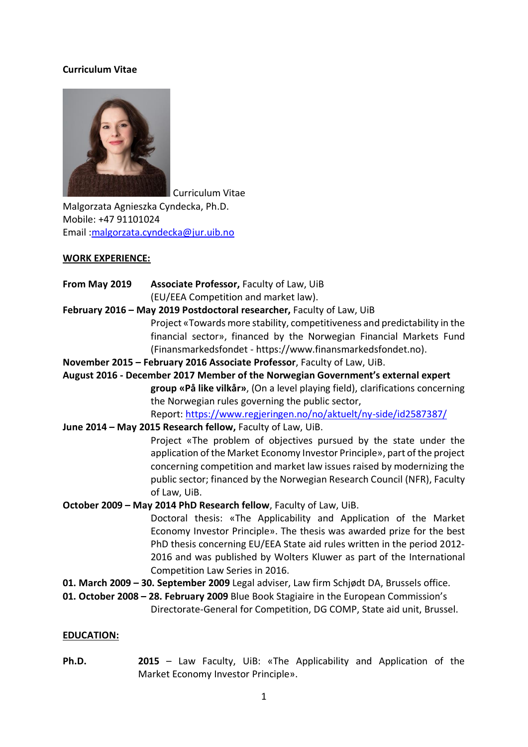**Curriculum Vitae**

Curriculum Vitae
Malgorzata Agnieszka Cyndecka, Ph.D.
Mobile: +47 91101024
Email :malgorzata.cyndecka@jur.uib.no

**WORK EXPERIENCE:**

**From May 2019** **Associate Professor,** Faculty of Law, UiB (EU/EEA Competition and market law).

**February 2016 – May 2019 Postdoctoral researcher,** Faculty of Law, UiB
Project «Towards more stability, competitiveness and predictability in the financial sector», financed by the Norwegian Financial Markets Fund (Finansmarkedsfondet - https://www.finansmarkedsfondet.no).

**November 2015 – February 2016 Associate Professor**, Faculty of Law, UiB.

**August 2016 - December 2017 Member of the Norwegian Government's external expert group «På like vilkår»**, (On a level playing field), clarifications concerning the Norwegian rules governing the public sector,
Report: https://www.regjeringen.no/no/aktuelt/ny-side/id2587387/

**June 2014 – May 2015 Research fellow,** Faculty of Law, UiB.
Project «The problem of objectives pursued by the state under the application of the Market Economy Investor Principle», part of the project concerning competition and market law issues raised by modernizing the public sector; financed by the Norwegian Research Council (NFR), Faculty of Law, UiB.

**October 2009 – May 2014 PhD Research fellow**, Faculty of Law, UiB.
Doctoral thesis: «The Applicability and Application of the Market Economy Investor Principle». The thesis was awarded prize for the best PhD thesis concerning EU/EEA State aid rules written in the period 2012-2016 and was published by Wolters Kluwer as part of the International Competition Law Series in 2016.

**01. March 2009 – 30. September 2009** Legal adviser, Law firm Schjødt DA, Brussels office.

**01. October 2008 – 28. February 2009** Blue Book Stagiaire in the European Commission's Directorate-General for Competition, DG COMP, State aid unit, Brussel.

**EDUCATION:**

**Ph.D.** **2015** – Law Faculty, UiB: «The Applicability and Application of the Market Economy Investor Principle».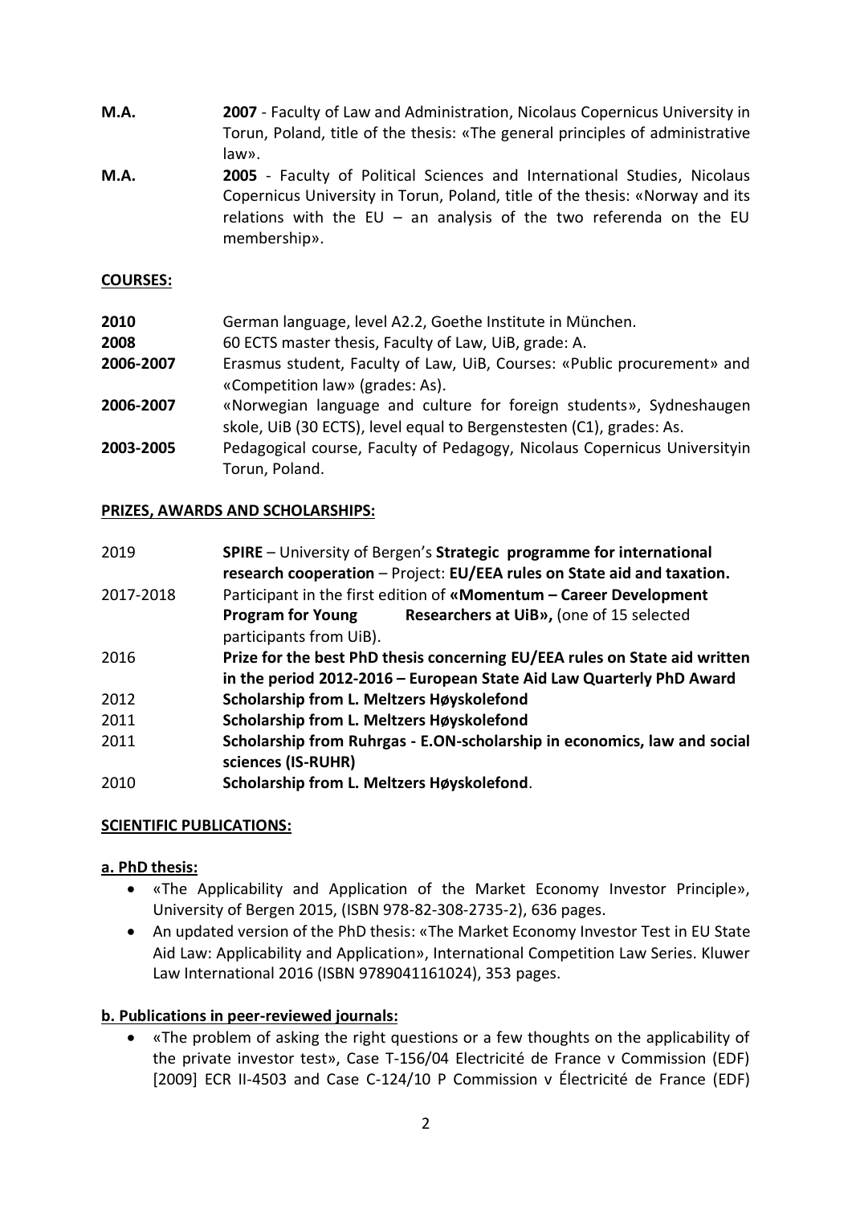| | |
|---|---|
| **M.A.** | **2007** - Faculty of Law and Administration, Nicolaus Copernicus University in Torun, Poland, title of the thesis: «The general principles of administrative law». |
| **M.A.** | **2005** - Faculty of Political Sciences and International Studies, Nicolaus Copernicus University in Torun, Poland, title of the thesis: «Norway and its relations with the EU – an analysis of the two referenda on the EU membership». |

**COURSES:**

| | |
|---|---|
| **2010** | German language, level A2.2, Goethe Institute in München. |
| **2008** | 60 ECTS master thesis, Faculty of Law, UiB, grade: A. |
| **2006-2007** | Erasmus student, Faculty of Law, UiB, Courses: «Public procurement» and «Competition law» (grades: As). |
| **2006-2007** | «Norwegian language and culture for foreign students», Sydneshaugen skole, UiB (30 ECTS), level equal to Bergenstesten (C1), grades: As. |
| **2003-2005** | Pedagogical course, Faculty of Pedagogy, Nicolaus Copernicus Universityin Torun, Poland. |

**PRIZES, AWARDS AND SCHOLARSHIPS:**

| | |
|---|---|
| 2019 | **SPIRE** – University of Bergen's **Strategic programme for international research cooperation** – Project: **EU/EEA rules on State aid and taxation.** |
| 2017-2018 | Participant in the first edition of **«Momentum – Career Development Program for Young Researchers at UiB»,** (one of 15 selected participants from UiB). |
| 2016 | **Prize for the best PhD thesis concerning EU/EEA rules on State aid written in the period 2012-2016 – European State Aid Law Quarterly PhD Award** |
| 2012 | **Scholarship from L. Meltzers Høyskolefond** |
| 2011 | **Scholarship from L. Meltzers Høyskolefond** |
| 2011 | **Scholarship from Ruhrgas - E.ON-scholarship in economics, law and social sciences (IS-RUHR)** |
| 2010 | **Scholarship from L. Meltzers Høyskolefond**. |

**SCIENTIFIC PUBLICATIONS:**

**a. PhD thesis:**

- «The Applicability and Application of the Market Economy Investor Principle», University of Bergen 2015, (ISBN 978-82-308-2735-2), 636 pages.
- An updated version of the PhD thesis: «The Market Economy Investor Test in EU State Aid Law: Applicability and Application», International Competition Law Series. Kluwer Law International 2016 (ISBN 9789041161024), 353 pages.

**b. Publications in peer-reviewed journals:**

- «The problem of asking the right questions or a few thoughts on the applicability of the private investor test», Case T-156/04 Electricité de France v Commission (EDF) [2009] ECR II-4503 and Case C-124/10 P Commission v Électricité de France (EDF)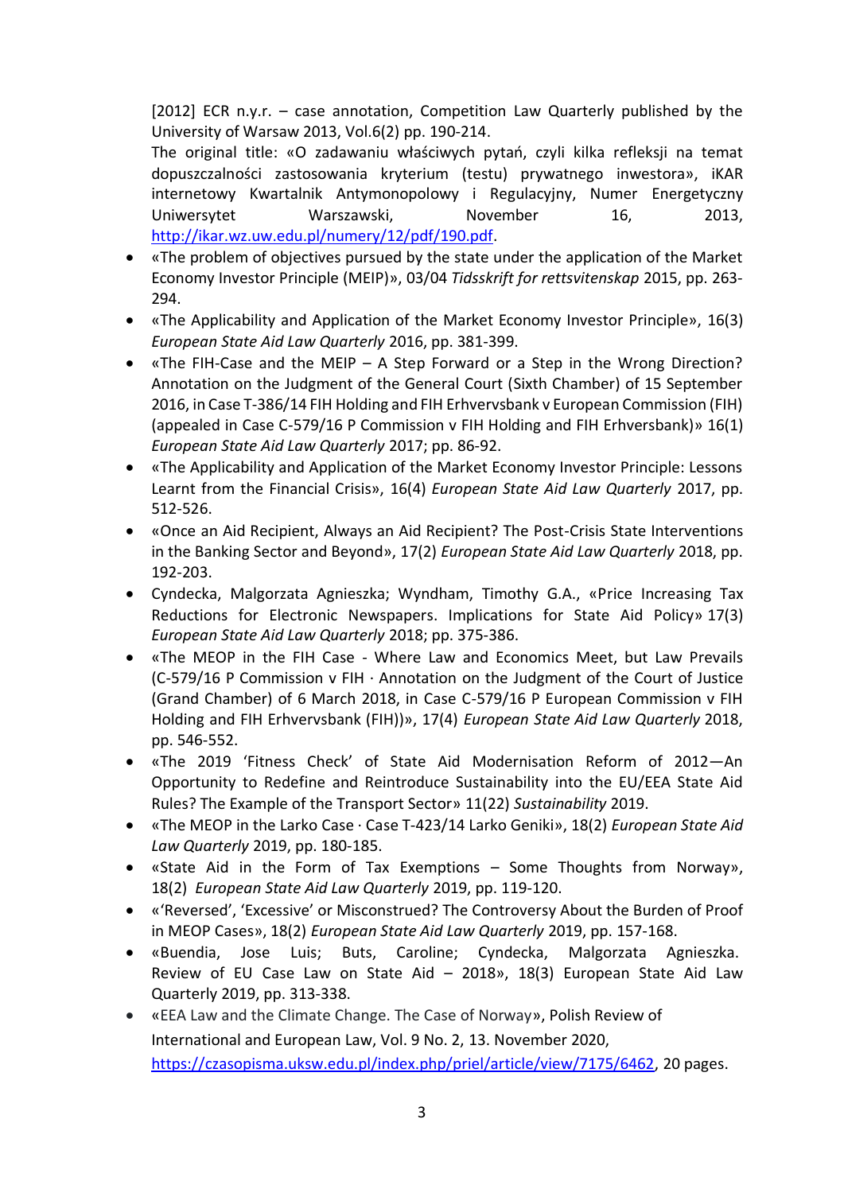[2012] ECR n.y.r. – case annotation, Competition Law Quarterly published by the University of Warsaw 2013, Vol.6(2) pp. 190-214.
The original title: «O zadawaniu właściwych pytań, czyli kilka refleksji na temat dopuszczalności zastosowania kryterium (testu) prywatnego inwestora», iKAR internetowy Kwartalnik Antymonopolowy i Regulacyjny, Numer Energetyczny Uniwersytet Warszawski, November 16, 2013, http://ikar.wz.uw.edu.pl/numery/12/pdf/190.pdf.

- «The problem of objectives pursued by the state under the application of the Market Economy Investor Principle (MEIP)», 03/04 *Tidsskrift for rettsvitenskap* 2015, pp. 263-294.
- «The Applicability and Application of the Market Economy Investor Principle», 16(3) *European State Aid Law Quarterly* 2016, pp. 381-399.
- «The FIH-Case and the MEIP – A Step Forward or a Step in the Wrong Direction? Annotation on the Judgment of the General Court (Sixth Chamber) of 15 September 2016, in Case T-386/14 FIH Holding and FIH Erhvervsbank v European Commission (FIH) (appealed in Case C-579/16 P Commission v FIH Holding and FIH Erhversbank)» 16(1) *European State Aid Law Quarterly* 2017; pp. 86-92.
- «The Applicability and Application of the Market Economy Investor Principle: Lessons Learnt from the Financial Crisis», 16(4) *European State Aid Law Quarterly* 2017, pp. 512-526.
- «Once an Aid Recipient, Always an Aid Recipient? The Post-Crisis State Interventions in the Banking Sector and Beyond», 17(2) *European State Aid Law Quarterly* 2018, pp. 192-203.
- Cyndecka, Malgorzata Agnieszka; Wyndham, Timothy G.A., «Price Increasing Tax Reductions for Electronic Newspapers. Implications for State Aid Policy» 17(3) *European State Aid Law Quarterly* 2018; pp. 375-386.
- «The MEOP in the FIH Case - Where Law and Economics Meet, but Law Prevails (C-579/16 P Commission v FIH · Annotation on the Judgment of the Court of Justice (Grand Chamber) of 6 March 2018, in Case C-579/16 P European Commission v FIH Holding and FIH Erhvervsbank (FIH))», 17(4) *European State Aid Law Quarterly* 2018, pp. 546-552.
- «The 2019 'Fitness Check' of State Aid Modernisation Reform of 2012—An Opportunity to Redefine and Reintroduce Sustainability into the EU/EEA State Aid Rules? The Example of the Transport Sector» 11(22) *Sustainability* 2019.
- «The MEOP in the Larko Case · Case T-423/14 Larko Geniki», 18(2) *European State Aid Law Quarterly* 2019, pp. 180-185.
- «State Aid in the Form of Tax Exemptions – Some Thoughts from Norway», 18(2) *European State Aid Law Quarterly* 2019, pp. 119-120.
- «'Reversed', 'Excessive' or Misconstrued? The Controversy About the Burden of Proof in MEOP Cases», 18(2) *European State Aid Law Quarterly* 2019, pp. 157-168.
- «Buendia, Jose Luis; Buts, Caroline; Cyndecka, Malgorzata Agnieszka. Review of EU Case Law on State Aid – 2018», 18(3) European State Aid Law Quarterly 2019, pp. 313-338.
- «EEA Law and the Climate Change. The Case of Norway», Polish Review of International and European Law, Vol. 9 No. 2, 13. November 2020, https://czasopisma.uksw.edu.pl/index.php/priel/article/view/7175/6462, 20 pages.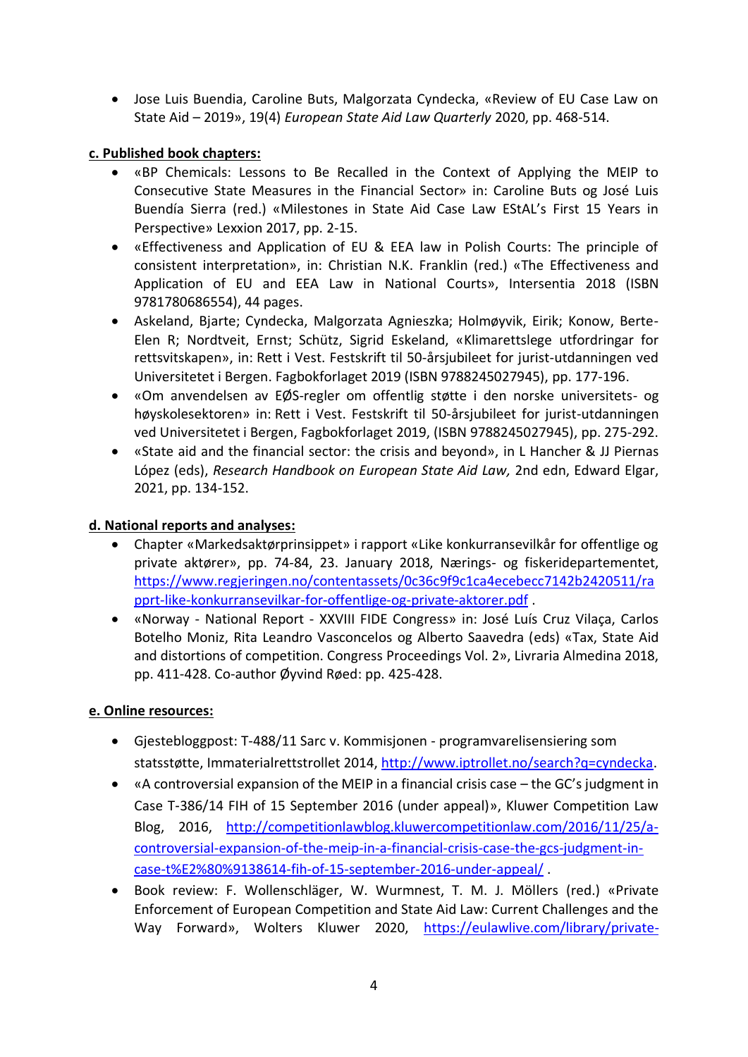- Jose Luis Buendia, Caroline Buts, Malgorzata Cyndecka, «Review of EU Case Law on State Aid – 2019», 19(4) *European State Aid Law Quarterly* 2020, pp. 468-514.

**c. Published book chapters:**

- «BP Chemicals: Lessons to Be Recalled in the Context of Applying the MEIP to Consecutive State Measures in the Financial Sector» in: Caroline Buts og José Luis Buendía Sierra (red.) «Milestones in State Aid Case Law EStAL's First 15 Years in Perspective» Lexxion 2017, pp. 2-15.
- «Effectiveness and Application of EU & EEA law in Polish Courts: The principle of consistent interpretation», in: Christian N.K. Franklin (red.) «The Effectiveness and Application of EU and EEA Law in National Courts», Intersentia 2018 (ISBN 9781780686554), 44 pages.
- Askeland, Bjarte; Cyndecka, Malgorzata Agnieszka; Holmøyvik, Eirik; Konow, Berte-Elen R; Nordtveit, Ernst; Schütz, Sigrid Eskeland, «Klimarettslege utfordringar for rettsvitskapen», in: Rett i Vest. Festskrift til 50-årsjubileet for jurist-utdanningen ved Universitetet i Bergen. Fagbokforlaget 2019 (ISBN 9788245027945), pp. 177-196.
- «Om anvendelsen av EØS-regler om offentlig støtte i den norske universitets- og høyskolesektoren» in: Rett i Vest. Festskrift til 50-årsjubileet for jurist-utdanningen ved Universitetet i Bergen, Fagbokforlaget 2019, (ISBN 9788245027945), pp. 275-292.
- «State aid and the financial sector: the crisis and beyond», in L Hancher & JJ Piernas López (eds), *Research Handbook on European State Aid Law,* 2nd edn, Edward Elgar, 2021, pp. 134-152.

**d. National reports and analyses:**

- Chapter «Markedsaktørprinsippet» i rapport «Like konkurransevilkår for offentlige og private aktører», pp. 74-84, 23. January 2018, Nærings- og fiskeridepartementet, https://www.regjeringen.no/contentassets/0c36c9f9c1ca4ecebecc7142b2420511/rapprt-like-konkurransevilkar-for-offentlige-og-private-aktorer.pdf .
- «Norway - National Report - XXVIII FIDE Congress» in: José Luís Cruz Vilaça, Carlos Botelho Moniz, Rita Leandro Vasconcelos og Alberto Saavedra (eds) «Tax, State Aid and distortions of competition. Congress Proceedings Vol. 2», Livraria Almedina 2018, pp. 411-428. Co-author Øyvind Røed: pp. 425-428.

**e. Online resources:**

- Gjestebloggpost: T-488/11 Sarc v. Kommisjonen - programvarelisensiering som statsstøtte, Immaterialrettstrollet 2014, http://www.iptrollet.no/search?q=cyndecka.
- «A controversial expansion of the MEIP in a financial crisis case – the GC's judgment in Case T-386/14 FIH of 15 September 2016 (under appeal)», Kluwer Competition Law Blog, 2016, http://competitionlawblog.kluwercompetitionlaw.com/2016/11/25/a-controversial-expansion-of-the-meip-in-a-financial-crisis-case-the-gcs-judgment-in-case-t%E2%80%9138614-fih-of-15-september-2016-under-appeal/ .
- Book review: F. Wollenschläger, W. Wurmnest, T. M. J. Möllers (red.) «Private Enforcement of European Competition and State Aid Law: Current Challenges and the Way Forward», Wolters Kluwer 2020, https://eulawlive.com/library/private-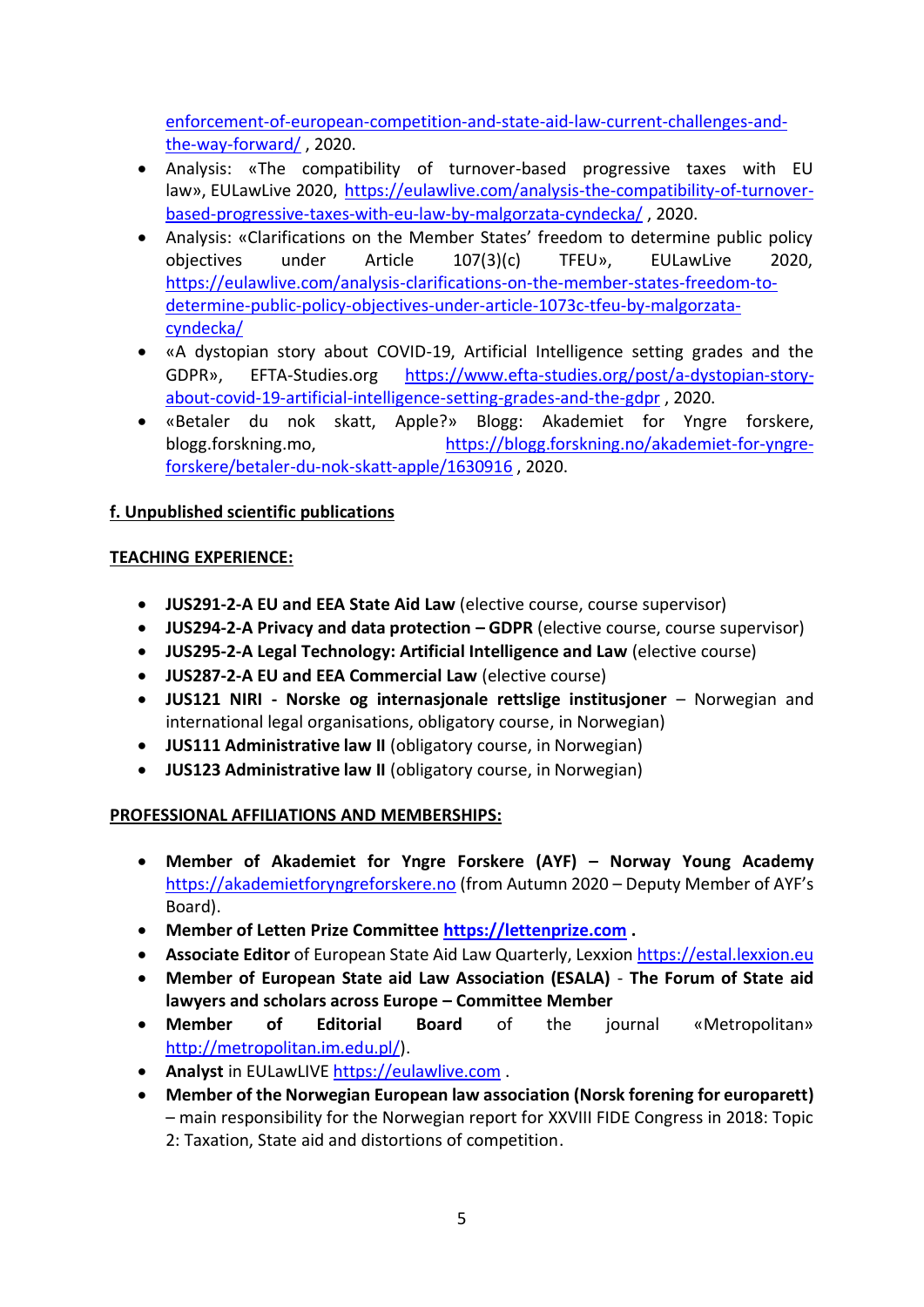enforcement-of-european-competition-and-state-aid-law-current-challenges-and-the-way-forward/ , 2020.

- Analysis: «The compatibility of turnover-based progressive taxes with EU law», EULawLive 2020, https://eulawlive.com/analysis-the-compatibility-of-turnover-based-progressive-taxes-with-eu-law-by-malgorzata-cyndecka/ , 2020.
- Analysis: «Clarifications on the Member States' freedom to determine public policy objectives under Article 107(3)(c) TFEU», EULawLive 2020, https://eulawlive.com/analysis-clarifications-on-the-member-states-freedom-to-determine-public-policy-objectives-under-article-1073c-tfeu-by-malgorzata-cyndecka/
- «A dystopian story about COVID-19, Artificial Intelligence setting grades and the GDPR», EFTA-Studies.org https://www.efta-studies.org/post/a-dystopian-story-about-covid-19-artificial-intelligence-setting-grades-and-the-gdpr , 2020.
- «Betaler du nok skatt, Apple?» Blogg: Akademiet for Yngre forskere, blogg.forskning.mo, https://blogg.forskning.no/akademiet-for-yngre-forskere/betaler-du-nok-skatt-apple/1630916 , 2020.

**f. Unpublished scientific publications**

**TEACHING EXPERIENCE:**

- **JUS291-2-A EU and EEA State Aid Law** (elective course, course supervisor)
- **JUS294-2-A Privacy and data protection – GDPR** (elective course, course supervisor)
- **JUS295-2-A Legal Technology: Artificial Intelligence and Law** (elective course)
- **JUS287-2-A EU and EEA Commercial Law** (elective course)
- **JUS121 NIRI - Norske og internasjonale rettslige institusjoner** – Norwegian and international legal organisations, obligatory course, in Norwegian)
- **JUS111 Administrative law II** (obligatory course, in Norwegian)
- **JUS123 Administrative law II** (obligatory course, in Norwegian)

**PROFESSIONAL AFFILIATIONS AND MEMBERSHIPS:**

- **Member of Akademiet for Yngre Forskere (AYF) – Norway Young Academy** https://akademietforyngreforskere.no (from Autumn 2020 – Deputy Member of AYF's Board).
- **Member of Letten Prize Committee https://lettenprize.com .**
- **Associate Editor** of European State Aid Law Quarterly, Lexxion https://estal.lexxion.eu
- **Member of European State aid Law Association (ESALA)** - **The Forum of State aid lawyers and scholars across Europe – Committee Member**
- **Member of Editorial Board** of the journal «Metropolitan» http://metropolitan.im.edu.pl/).
- **Analyst** in EULawLIVE https://eulawlive.com .
- **Member of the Norwegian European law association (Norsk forening for europarett)** – main responsibility for the Norwegian report for XXVIII FIDE Congress in 2018: Topic 2: Taxation, State aid and distortions of competition.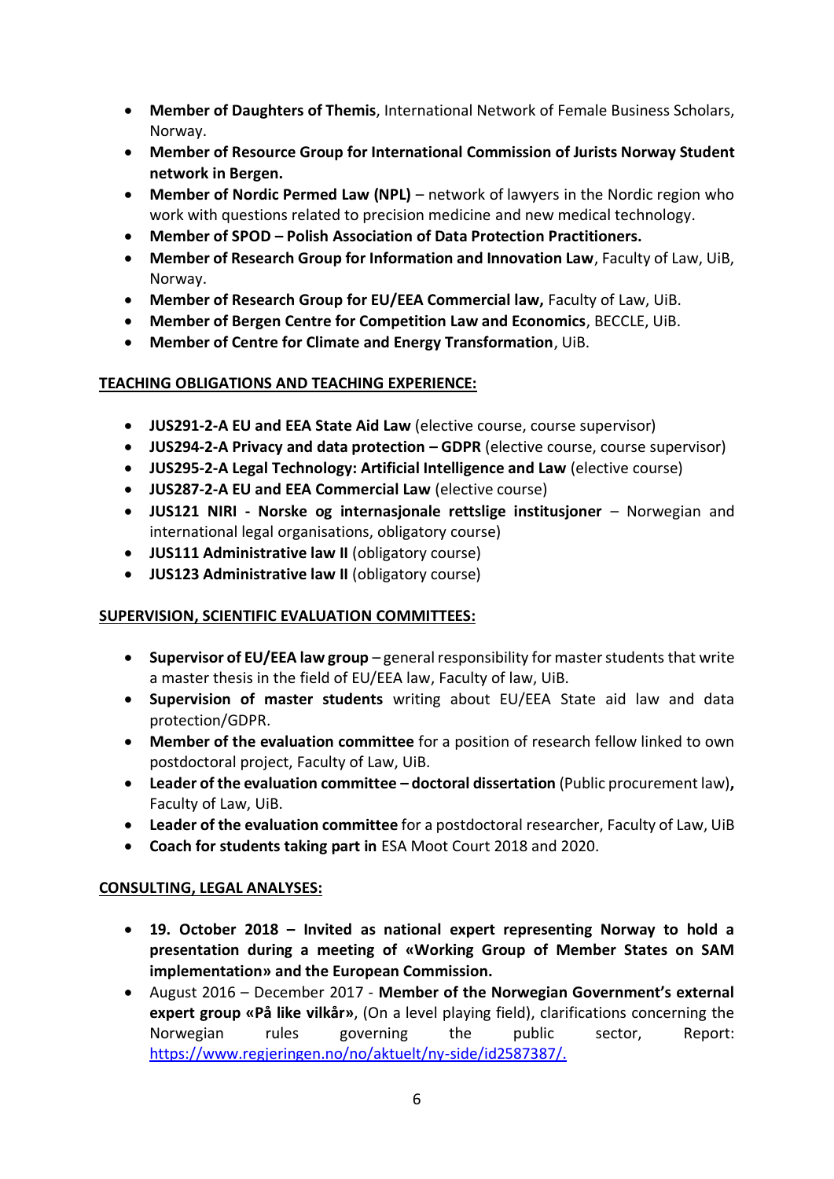- **Member of Daughters of Themis**, International Network of Female Business Scholars, Norway.
- **Member of Resource Group for International Commission of Jurists Norway Student network in Bergen.**
- **Member of Nordic Permed Law (NPL)** – network of lawyers in the Nordic region who work with questions related to precision medicine and new medical technology.
- **Member of SPOD – Polish Association of Data Protection Practitioners.**
- **Member of Research Group for Information and Innovation Law**, Faculty of Law, UiB, Norway.
- **Member of Research Group for EU/EEA Commercial law,** Faculty of Law, UiB.
- **Member of Bergen Centre for Competition Law and Economics**, BECCLE, UiB.
- **Member of Centre for Climate and Energy Transformation**, UiB.

**<u>TEACHING OBLIGATIONS AND TEACHING EXPERIENCE:</u>**

- **JUS291-2-A EU and EEA State Aid Law** (elective course, course supervisor)
- **JUS294-2-A Privacy and data protection – GDPR** (elective course, course supervisor)
- **JUS295-2-A Legal Technology: Artificial Intelligence and Law** (elective course)
- **JUS287-2-A EU and EEA Commercial Law** (elective course)
- **JUS121 NIRI - Norske og internasjonale rettslige institusjoner** – Norwegian and international legal organisations, obligatory course)
- **JUS111 Administrative law II** (obligatory course)
- **JUS123 Administrative law II** (obligatory course)

**<u>SUPERVISION, SCIENTIFIC EVALUATION COMMITTEES:</u>**

- **Supervisor of EU/EEA law group** – general responsibility for master students that write a master thesis in the field of EU/EEA law, Faculty of law, UiB.
- **Supervision of master students** writing about EU/EEA State aid law and data protection/GDPR.
- **Member of the evaluation committee** for a position of research fellow linked to own postdoctoral project, Faculty of Law, UiB.
- **Leader of the evaluation committee – doctoral dissertation** (Public procurement law)**,** Faculty of Law, UiB.
- **Leader of the evaluation committee** for a postdoctoral researcher, Faculty of Law, UiB
- **Coach for students taking part in** ESA Moot Court 2018 and 2020.

**<u>CONSULTING, LEGAL ANALYSES:</u>**

- **19. October 2018 – Invited as national expert representing Norway to hold a presentation during a meeting of «Working Group of Member States on SAM implementation» and the European Commission.**
- August 2016 – December 2017 - **Member of the Norwegian Government's external expert group «På like vilkår»**, (On a level playing field), clarifications concerning the Norwegian rules governing the public sector, Report: https://www.regjeringen.no/no/aktuelt/ny-side/id2587387/.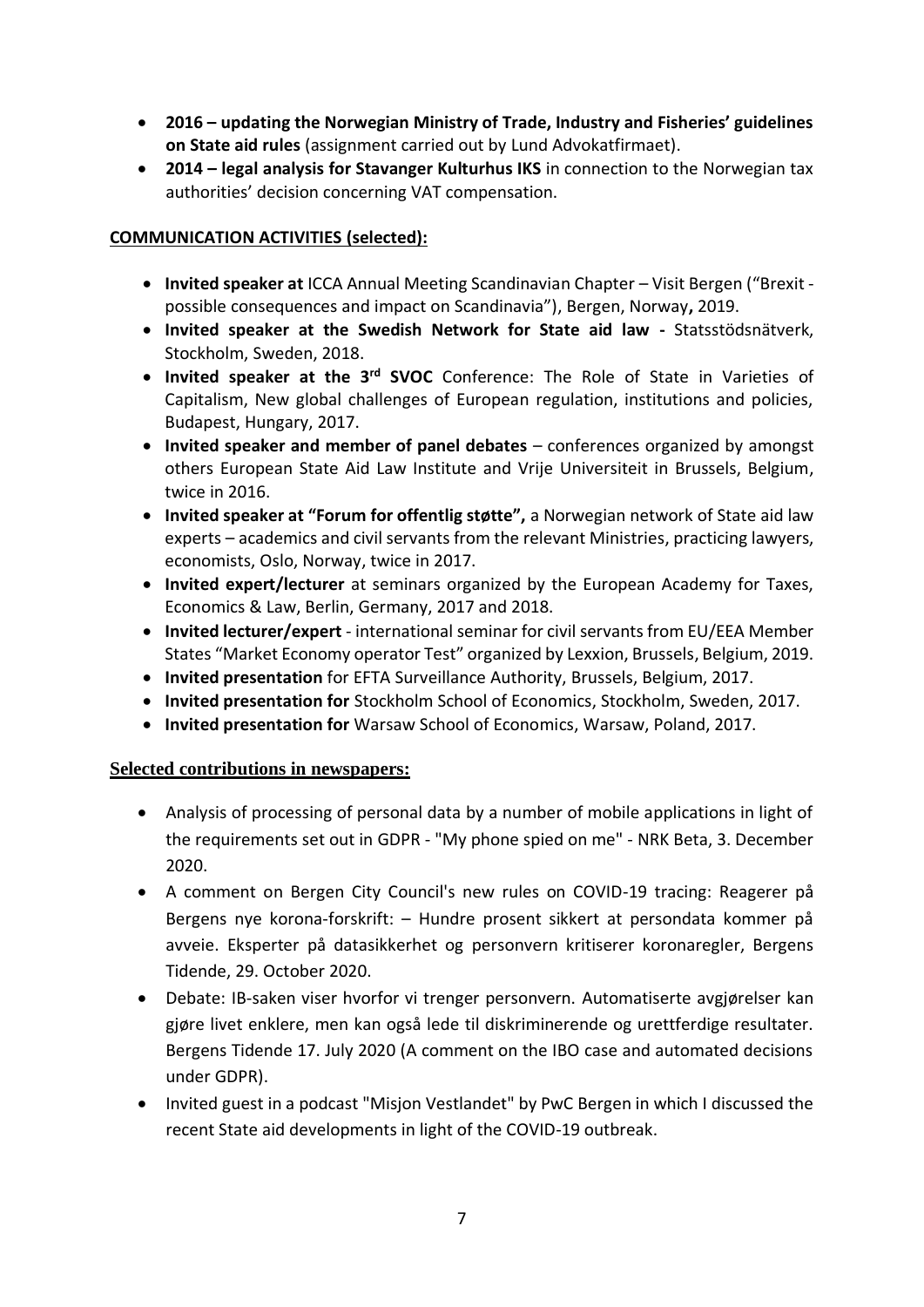- **2016 – updating the Norwegian Ministry of Trade, Industry and Fisheries' guidelines on State aid rules** (assignment carried out by Lund Advokatfirmaet).
- **2014 – legal analysis for Stavanger Kulturhus IKS** in connection to the Norwegian tax authorities' decision concerning VAT compensation.

**COMMUNICATION ACTIVITIES (selected):**

- **Invited speaker at** ICCA Annual Meeting Scandinavian Chapter – Visit Bergen ("Brexit - possible consequences and impact on Scandinavia"), Bergen, Norway**,** 2019.
- **Invited speaker at the Swedish Network for State aid law -** Statsstödsnätverk, Stockholm, Sweden, 2018.
- **Invited speaker at the 3rd SVOC** Conference: The Role of State in Varieties of Capitalism, New global challenges of European regulation, institutions and policies, Budapest, Hungary, 2017.
- **Invited speaker and member of panel debates** – conferences organized by amongst others European State Aid Law Institute and Vrije Universiteit in Brussels, Belgium, twice in 2016.
- **Invited speaker at "Forum for offentlig støtte",** a Norwegian network of State aid law experts – academics and civil servants from the relevant Ministries, practicing lawyers, economists, Oslo, Norway, twice in 2017.
- **Invited expert/lecturer** at seminars organized by the European Academy for Taxes, Economics & Law, Berlin, Germany, 2017 and 2018.
- **Invited lecturer/expert** - international seminar for civil servants from EU/EEA Member States "Market Economy operator Test" organized by Lexxion, Brussels, Belgium, 2019.
- **Invited presentation** for EFTA Surveillance Authority, Brussels, Belgium, 2017.
- **Invited presentation for** Stockholm School of Economics, Stockholm, Sweden, 2017.
- **Invited presentation for** Warsaw School of Economics, Warsaw, Poland, 2017.

**Selected contributions in newspapers:**

- Analysis of processing of personal data by a number of mobile applications in light of the requirements set out in GDPR - "My phone spied on me" - NRK Beta, 3. December 2020.
- A comment on Bergen City Council's new rules on COVID-19 tracing: Reagerer på Bergens nye korona-forskrift: – Hundre prosent sikkert at persondata kommer på avveie. Eksperter på datasikkerhet og personvern kritiserer koronaregler, Bergens Tidende, 29. October 2020.
- Debate: IB-saken viser hvorfor vi trenger personvern. Automatiserte avgjørelser kan gjøre livet enklere, men kan også lede til diskriminerende og urettferdige resultater. Bergens Tidende 17. July 2020 (A comment on the IBO case and automated decisions under GDPR).
- Invited guest in a podcast "Misjon Vestlandet" by PwC Bergen in which I discussed the recent State aid developments in light of the COVID-19 outbreak.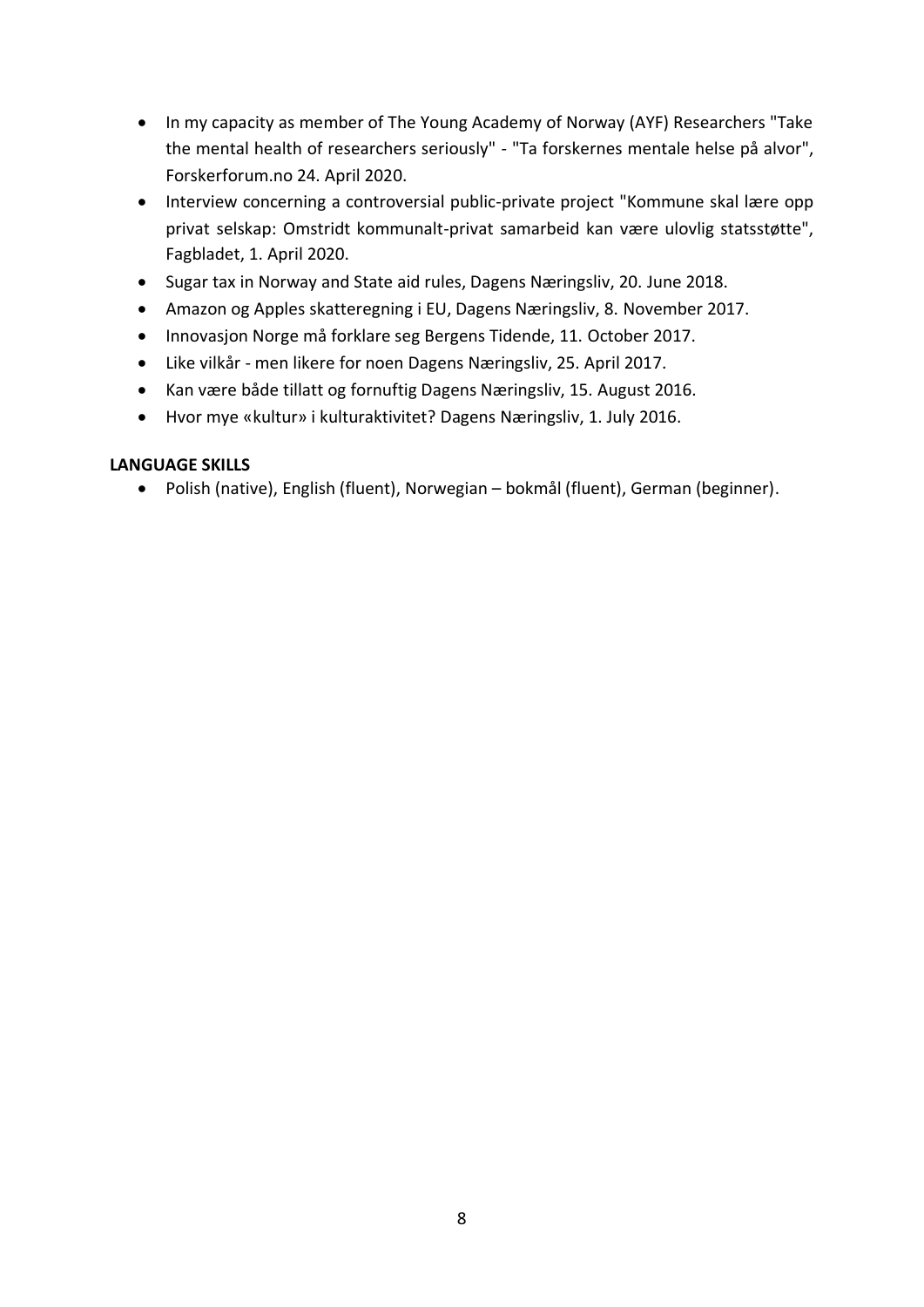- In my capacity as member of The Young Academy of Norway (AYF) Researchers "Take the mental health of researchers seriously" - "Ta forskernes mentale helse på alvor", Forskerforum.no 24. April 2020.
- Interview concerning a controversial public-private project "Kommune skal lære opp privat selskap: Omstridt kommunalt-privat samarbeid kan være ulovlig statsstøtte", Fagbladet, 1. April 2020.
- Sugar tax in Norway and State aid rules, Dagens Næringsliv, 20. June 2018.
- Amazon og Apples skatteregning i EU, Dagens Næringsliv, 8. November 2017.
- Innovasjon Norge må forklare seg Bergens Tidende, 11. October 2017.
- Like vilkår - men likere for noen Dagens Næringsliv, 25. April 2017.
- Kan være både tillatt og fornuftig Dagens Næringsliv, 15. August 2016.
- Hvor mye «kultur» i kulturaktivitet? Dagens Næringsliv, 1. July 2016.

**LANGUAGE SKILLS**

- Polish (native), English (fluent), Norwegian – bokmål (fluent), German (beginner).